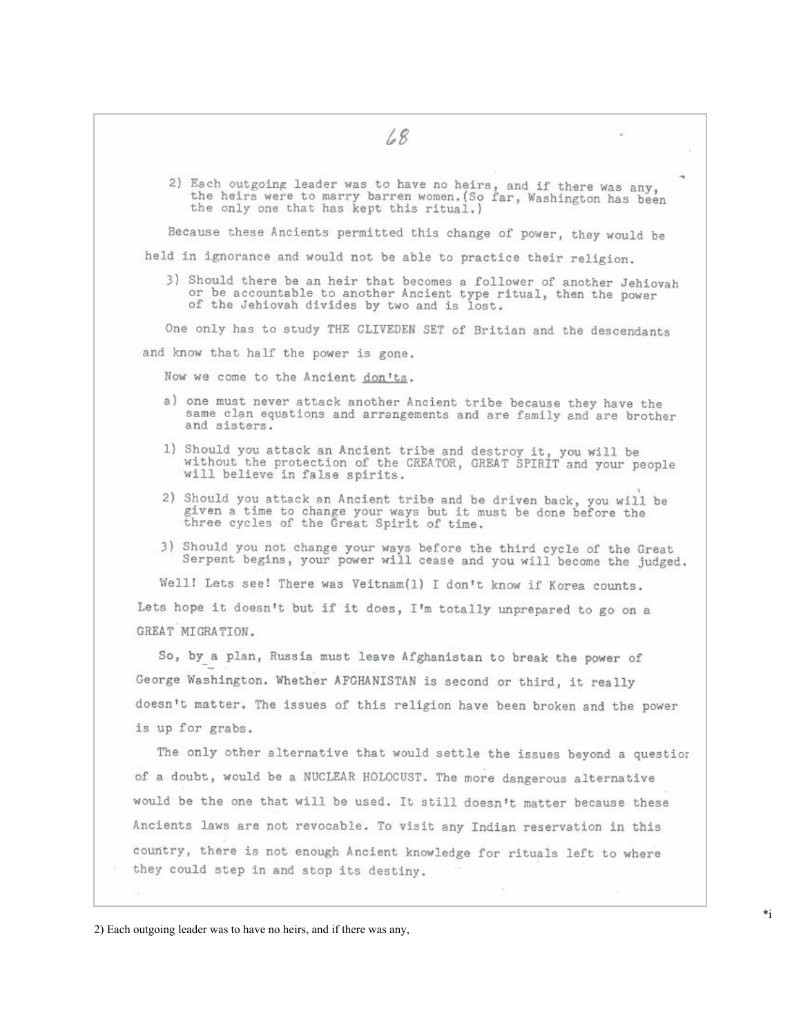2) Each outgoing leader was to have no heirs, and if there was any, the heirs were to marry barren women.(So far, Washington has been the only one that has kept this ritual.)

Because these Ancients permitted this change of power, they would be held in ignorance and would not be able to practice their religion.

3) Should there be an heir that becomes a follower of another Jehiovah or be accountable to another Ancient type ritual, then the power of the Jehiovah divides by two and is lost.

One only has to study THE CLIVEDEN SET of Britian and the descendants and know that half the power is gone.

Now we come to the Ancient <u>don'ts</u>.

a) one must never attack another Ancient tribe because they have the same clan equations and arrangements and are family and are brother and sisters.

1) Should you attack an Ancient tribe and destroy it, you will be without the protection of the CREATOR, GREAT SPIRIT and your people will believe in false spirits.

2) Should you attack an Ancient tribe and be driven back, you will be given a time to change your ways but it must be done before the three cycles of the Great Spirit of time.

3) Should you not change your ways before the third cycle of the Great Serpent begins, your power will cease and you will become the judged.

Well! Lets see! There was Veitnam(1) I don't know if Korea counts. Lets hope it doesn't but if it does, I'm totally unprepared to go on a GREAT MIGRATION.

So, by a plan, Russia must leave Afghanistan to break the power of George Washington. Whether AFGHANISTAN is second or third, it really doesn't matter. The issues of this religion have been broken and the power is up for grabs.

The only other alternative that would settle the issues beyond a questior of a doubt, would be a NUCLEAR HOLOCUST. The more dangerous alternative would be the one that will be used. It still doesn't matter because these Ancients laws are not revocable. To visit any Indian reservation in this country, there is not enough Ancient knowledge for rituals left to where they could step in and stop its destiny.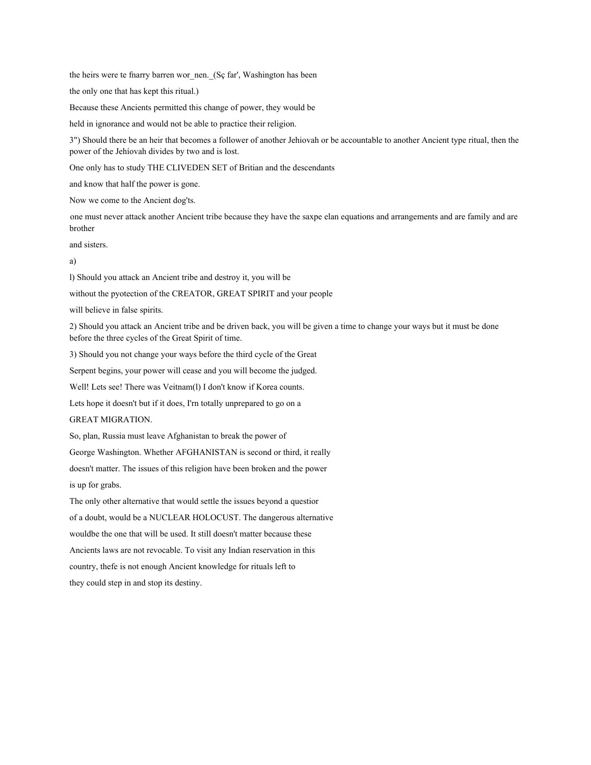the heirs were te fnarry barren wor_nen._(Sç far', Washington has been

the only one that has kept this ritual.)

Because these Ancients permitted this change of power, they would be

held in ignorance and would not be able to practice their religion.

3") Should there be an heir that becomes a follower of another Jehiovah or be accountable to another Ancient type ritual, then the power of the Jehíovah divides by two and is lost.

One only has to study THE CLIVEDEN SET of Britian and the descendants

and know that half the power is gone.

Now we come to the Ancient dog'ts.

one must never attack another Ancient tribe because they have the saxpe elan equations and arrangements and are family and are brother

and sisters.

a)

l) Should you attack an Ancient tribe and destroy it, you will be

without the pyotection of the CREATOR, GREAT SPIRIT and your people

will believe in false spirits.

2) Should you attack an Ancient tribe and be driven back, you will be given a time to change your ways but it must be done before the three cycles of the Great Spirit of time.

3) Should you not change your ways before the third cycle of the Great

Serpent begins, your power will cease and you will become the judged.

Well! Lets see! There was Veitnam(l) I don't know if Korea counts.

Lets hope it doesn't but if it does, I'rn totally unprepared to go on a

GREAT MIGRATION.

So, plan, Russia must leave Afghanistan to break the power of

George Washington. Whether AFGHANISTAN is second or third, it really

doesn't matter. The issues of this religion have been broken and the power

is up for grabs.

The only other alternative that would settle the issues beyond a questior

of a doubt, would be a NUCLEAR HOLOCUST. The dangerous alternative

wouldbe the one that will be used. It still doesn't matter because these

Ancients laws are not revocable. To visit any Indian reservation in this

country, thefe is not enough Ancient knowledge for rituals left to

they could step in and stop its destiny.